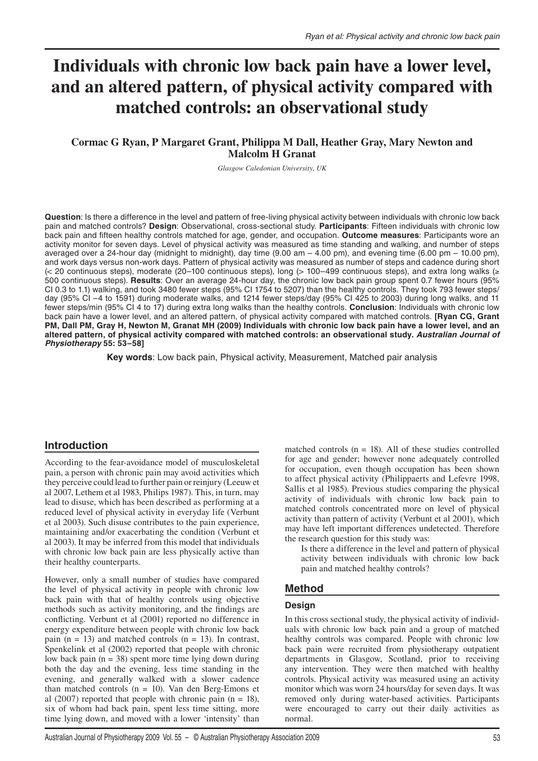# Individuals with chronic low back pain have a lower level, and an altered pattern, of physical activity compared with matched controls: an observational study

**Cormac G Ryan, P Margaret Grant, Philippa M Dall, Heather Gray, Mary Newton and Malcolm H Granat**

*Glasgow Caledonian University, UK*

**Question**: Is there a difference in the level and pattern of free-living physical activity between individuals with chronic low back pain and matched controls? **Design**: Observational, cross-sectional study. **Participants**: Fifteen individuals with chronic low back pain and fifteen healthy controls matched for age, gender, and occupation. **Outcome measures**: Participants wore an activity monitor for seven days. Level of physical activity was measured as time standing and walking, and number of steps averaged over a 24-hour day (midnight to midnight), day time (9.00 am – 4.00 pm), and evening time (6.00 pm – 10.00 pm), and work days versus non-work days. Pattern of physical activity was measured as number of steps and cadence during short (< 20 continuous steps), moderate (20–100 continuous steps), long (> 100–499 continuous steps), and extra long walks (≥ 500 continuous steps). **Results**: Over an average 24-hour day, the chronic low back pain group spent 0.7 fewer hours (95% CI 0.3 to 1.1) walking, and took 3480 fewer steps (95% CI 1754 to 5207) than the healthy controls. They took 793 fewer steps/day (95% CI –4 to 1591) during moderate walks, and 1214 fewer steps/day (95% CI 425 to 2003) during long walks, and 11 fewer steps/min (95% CI 4 to 17) during extra long walks than the healthy controls. **Conclusion**: Individuals with chronic low back pain have a lower level, and an altered pattern, of physical activity compared with matched controls. **[Ryan CG, Grant PM, Dall PM, Gray H, Newton M, Granat MH (2009) Individuals with chronic low back pain have a lower level, and an altered pattern, of physical activity compared with matched controls: an observational study. *Australian Journal of Physiotherapy* 55: 53–58]**

**Key words**: Low back pain, Physical activity, Measurement, Matched pair analysis

## Introduction

According to the fear-avoidance model of musculoskeletal pain, a person with chronic pain may avoid activities which they perceive could lead to further pain or reinjury (Leeuw et al 2007, Lethem et al 1983, Philips 1987). This, in turn, may lead to disuse, which has been described as performing at a reduced level of physical activity in everyday life (Verbunt et al 2003). Such disuse contributes to the pain experience, maintaining and/or exacerbating the condition (Verbunt et al 2003). It may be inferred from this model that individuals with chronic low back pain are less physically active than their healthy counterparts.

However, only a small number of studies have compared the level of physical activity in people with chronic low back pain with that of healthy controls using objective methods such as activity monitoring, and the findings are conflicting. Verbunt et al (2001) reported no difference in energy expenditure between people with chronic low back pain (n = 13) and matched controls (n = 13). In contrast, Spenkelink et al (2002) reported that people with chronic low back pain (n = 38) spent more time lying down during both the day and the evening, less time standing in the evening, and generally walked with a slower cadence than matched controls (n = 10). Van den Berg-Emons et al (2007) reported that people with chronic pain (n = 18), six of whom had back pain, spent less time sitting, more time lying down, and moved with a lower 'intensity' than matched controls (n = 18). All of these studies controlled for age and gender; however none adequately controlled for occupation, even though occupation has been shown to affect physical activity (Philippaerts and Lefevre 1998, Sallis et al 1985). Previous studies comparing the physical activity of individuals with chronic low back pain to matched controls concentrated more on level of physical activity than pattern of activity (Verbunt et al 2001), which may have left important differences undetected. Therefore the research question for this study was:

> Is there a difference in the level and pattern of physical activity between individuals with chronic low back pain and matched healthy controls?

## Method

### Design

In this cross sectional study, the physical activity of individuals with chronic low back pain and a group of matched healthy controls was compared. People with chronic low back pain were recruited from physiotherapy outpatient departments in Glasgow, Scotland, prior to receiving any intervention. They were then matched with healthy controls. Physical activity was measured using an activity monitor which was worn 24 hours/day for seven days. It was removed only during water-based activities. Participants were encouraged to carry out their daily activities as normal.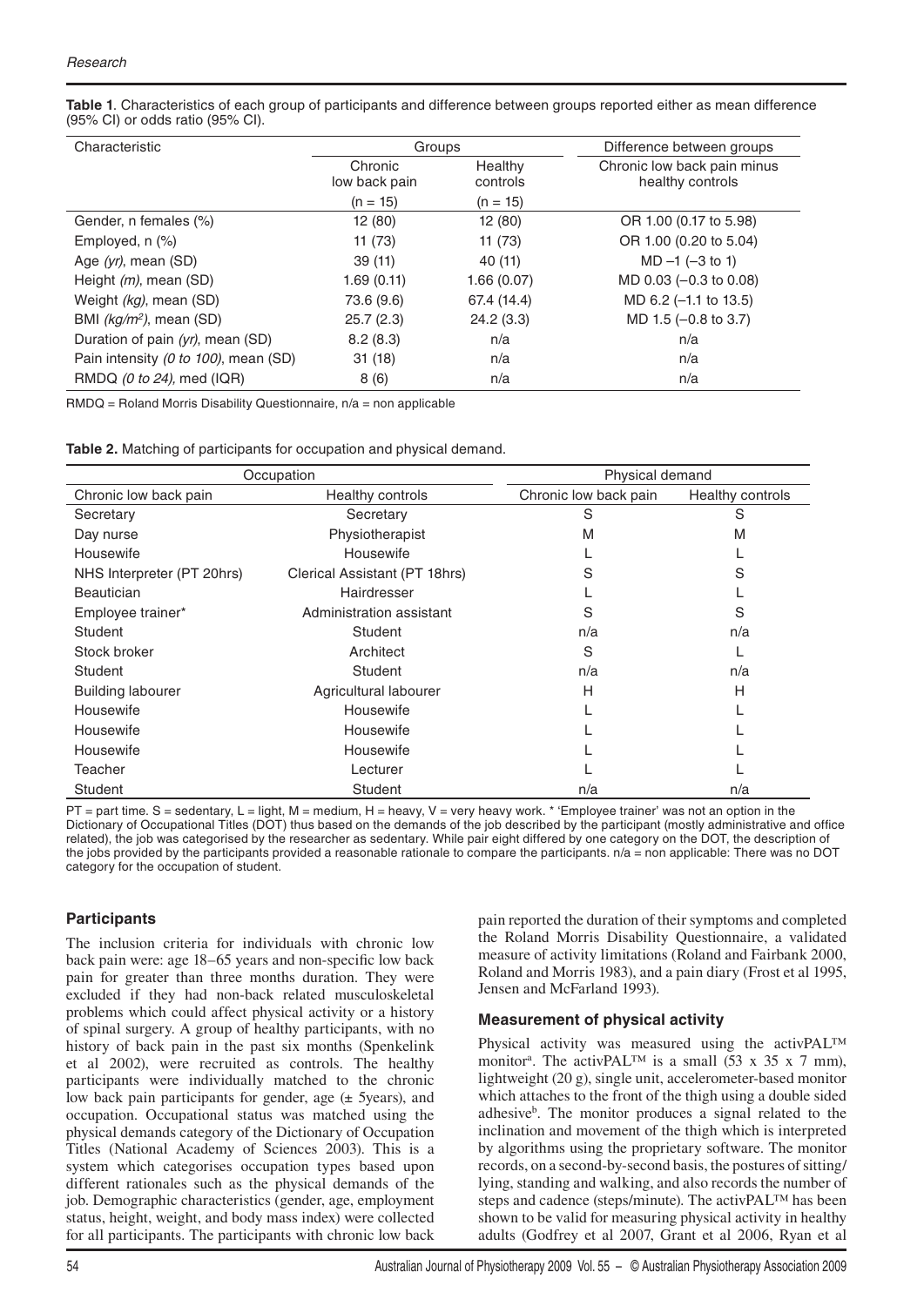**Table 1**. Characteristics of each group of participants and difference between groups reported either as mean difference (95% CI) or odds ratio (95% CI).

| Characteristic | Groups | | Difference between groups |
|---|---|---|---|
| | Chronic low back pain | Healthy controls | Chronic low back pain minus healthy controls |
| | (n = 15) | (n = 15) | |
| Gender, n females (%) | 12 (80) | 12 (80) | OR 1.00 (0.17 to 5.98) |
| Employed, n (%) | 11 (73) | 11 (73) | OR 1.00 (0.20 to 5.04) |
| Age *(yr)*, mean (SD) | 39 (11) | 40 (11) | MD –1 (–3 to 1) |
| Height *(m)*, mean (SD) | 1.69 (0.11) | 1.66 (0.07) | MD 0.03 (–0.3 to 0.08) |
| Weight *(kg)*, mean (SD) | 73.6 (9.6) | 67.4 (14.4) | MD 6.2 (–1.1 to 13.5) |
| BMI *($kg/m^2$)*, mean (SD) | 25.7 (2.3) | 24.2 (3.3) | MD 1.5 (–0.8 to 3.7) |
| Duration of pain *(yr)*, mean (SD) | 8.2 (8.3) | n/a | n/a |
| Pain intensity *(0 to 100)*, mean (SD) | 31 (18) | n/a | n/a |
| RMDQ *(0 to 24)*, med (IQR) | 8 (6) | n/a | n/a |

RMDQ = Roland Morris Disability Questionnaire, n/a = non applicable

**Table 2.** Matching of participants for occupation and physical demand.

| Occupation | | Physical demand | |
|---|---|---|---|
| Chronic low back pain | Healthy controls | Chronic low back pain | Healthy controls |
| Secretary | Secretary | S | S |
| Day nurse | Physiotherapist | M | M |
| Housewife | Housewife | L | L |
| NHS Interpreter (PT 20hrs) | Clerical Assistant (PT 18hrs) | S | S |
| Beautician | Hairdresser | L | L |
| Employee trainer* | Administration assistant | S | S |
| Student | Student | n/a | n/a |
| Stock broker | Architect | S | L |
| Student | Student | n/a | n/a |
| Building labourer | Agricultural labourer | H | H |
| Housewife | Housewife | L | L |
| Housewife | Housewife | L | L |
| Housewife | Housewife | L | L |
| Teacher | Lecturer | L | L |
| Student | Student | n/a | n/a |

PT = part time. S = sedentary, L = light, M = medium, H = heavy, V = very heavy work. * 'Employee trainer' was not an option in the Dictionary of Occupational Titles (DOT) thus based on the demands of the job described by the participant (mostly administrative and office related), the job was categorised by the researcher as sedentary. While pair eight differed by one category on the DOT, the description of the jobs provided by the participants provided a reasonable rationale to compare the participants. n/a = non applicable: There was no DOT category for the occupation of student.

### Participants

The inclusion criteria for individuals with chronic low back pain were: age 18–65 years and non-specific low back pain for greater than three months duration. They were excluded if they had non-back related musculoskeletal problems which could affect physical activity or a history of spinal surgery. A group of healthy participants, with no history of back pain in the past six months (Spenkelink et al 2002), were recruited as controls. The healthy participants were individually matched to the chronic low back pain participants for gender, age (± 5years), and occupation. Occupational status was matched using the physical demands category of the Dictionary of Occupation Titles (National Academy of Sciences 2003). This is a system which categorises occupation types based upon different rationales such as the physical demands of the job. Demographic characteristics (gender, age, employment status, height, weight, and body mass index) were collected for all participants. The participants with chronic low back pain reported the duration of their symptoms and completed the Roland Morris Disability Questionnaire, a validated measure of activity limitations (Roland and Fairbank 2000, Roland and Morris 1983), and a pain diary (Frost et al 1995, Jensen and McFarland 1993).

### Measurement of physical activity

Physical activity was measured using the activPAL™ monitor[a]. The activPAL™ is a small (53 x 35 x 7 mm), lightweight (20 g), single unit, accelerometer-based monitor which attaches to the front of the thigh using a double sided adhesive[b]. The monitor produces a signal related to the inclination and movement of the thigh which is interpreted by algorithms using the proprietary software. The monitor records, on a second-by-second basis, the postures of sitting/lying, standing and walking, and also records the number of steps and cadence (steps/minute). The activPAL™ has been shown to be valid for measuring physical activity in healthy adults (Godfrey et al 2007, Grant et al 2006, Ryan et al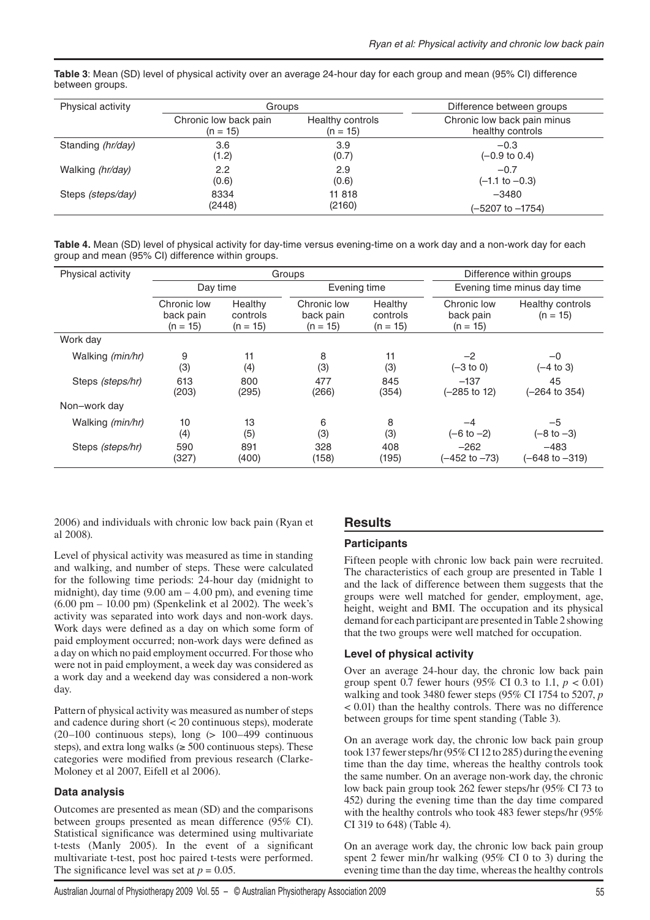**Table 3**: Mean (SD) level of physical activity over an average 24-hour day for each group and mean (95% CI) difference between groups.

| Physical activity | Groups | | Difference between groups |
|---|---|---|---|
| | Chronic low back pain (n = 15) | Healthy controls (n = 15) | Chronic low back pain minus healthy controls |
| Standing *(hr/day)* | 3.6 (1.2) | 3.9 (0.7) | –0.3 (–0.9 to 0.4) |
| Walking *(hr/day)* | 2.2 (0.6) | 2.9 (0.6) | –0.7 (–1.1 to –0.3) |
| Steps *(steps/day)* | 8334 (2448) | 11 818 (2160) | –3480 (–5207 to –1754) |

**Table 4.** Mean (SD) level of physical activity for day-time versus evening-time on a work day and a non-work day for each group and mean (95% CI) difference within groups.

| Physical activity | Groups | | | | Difference within groups | |
|---|---|---|---|---|---|---|
| | Day time | | Evening time | | Evening time minus day time | |
| | Chronic low back pain (n = 15) | Healthy controls (n = 15) | Chronic low back pain (n = 15) | Healthy controls (n = 15) | Chronic low back pain (n = 15) | Healthy controls (n = 15) |
| Work day | | | | | | |
| Walking *(min/hr)* | 9 (3) | 11 (4) | 8 (3) | 11 (3) | –2 (–3 to 0) | –0 (–4 to 3) |
| Steps *(steps/hr)* | 613 (203) | 800 (295) | 477 (266) | 845 (354) | –137 (–285 to 12) | 45 (–264 to 354) |
| Non–work day | | | | | | |
| Walking *(min/hr)* | 10 (4) | 13 (5) | 6 (3) | 8 (3) | –4 (–6 to –2) | –5 (–8 to –3) |
| Steps *(steps/hr)* | 590 (327) | 891 (400) | 328 (158) | 408 (195) | –262 (–452 to –73) | –483 (–648 to –319) |

2006) and individuals with chronic low back pain (Ryan et al 2008).

Level of physical activity was measured as time in standing and walking, and number of steps. These were calculated for the following time periods: 24-hour day (midnight to midnight), day time (9.00 am – 4.00 pm), and evening time (6.00 pm – 10.00 pm) (Spenkelink et al 2002). The week's activity was separated into work days and non-work days. Work days were defined as a day on which some form of paid employment occurred; non-work days were defined as a day on which no paid employment occurred. For those who were not in paid employment, a week day was considered as a work day and a weekend day was considered a non-work day.

Pattern of physical activity was measured as number of steps and cadence during short (< 20 continuous steps), moderate (20–100 continuous steps), long (> 100–499 continuous steps), and extra long walks (≥ 500 continuous steps). These categories were modified from previous research (Clarke-Moloney et al 2007, Eifell et al 2006).

### Data analysis

Outcomes are presented as mean (SD) and the comparisons between groups presented as mean difference (95% CI). Statistical significance was determined using multivariate t-tests (Manly 2005). In the event of a significant multivariate t-test, post hoc paired t-tests were performed. The significance level was set at $p = 0.05$.

## Results

### Participants

Fifteen people with chronic low back pain were recruited. The characteristics of each group are presented in Table 1 and the lack of difference between them suggests that the groups were well matched for gender, employment, age, height, weight and BMI. The occupation and its physical demand for each participant are presented in Table 2 showing that the two groups were well matched for occupation.

### Level of physical activity

Over an average 24-hour day, the chronic low back pain group spent 0.7 fewer hours (95% CI 0.3 to 1.1, $p < 0.01$) walking and took 3480 fewer steps (95% CI 1754 to 5207, $p < 0.01$) than the healthy controls. There was no difference between groups for time spent standing (Table 3).

On an average work day, the chronic low back pain group took 137 fewer steps/hr (95% CI 12 to 285) during the evening time than the day time, whereas the healthy controls took the same number. On an average non-work day, the chronic low back pain group took 262 fewer steps/hr (95% CI 73 to 452) during the evening time than the day time compared with the healthy controls who took 483 fewer steps/hr (95% CI 319 to 648) (Table 4).

On an average work day, the chronic low back pain group spent 2 fewer min/hr walking (95% CI 0 to 3) during the evening time than the day time, whereas the healthy controls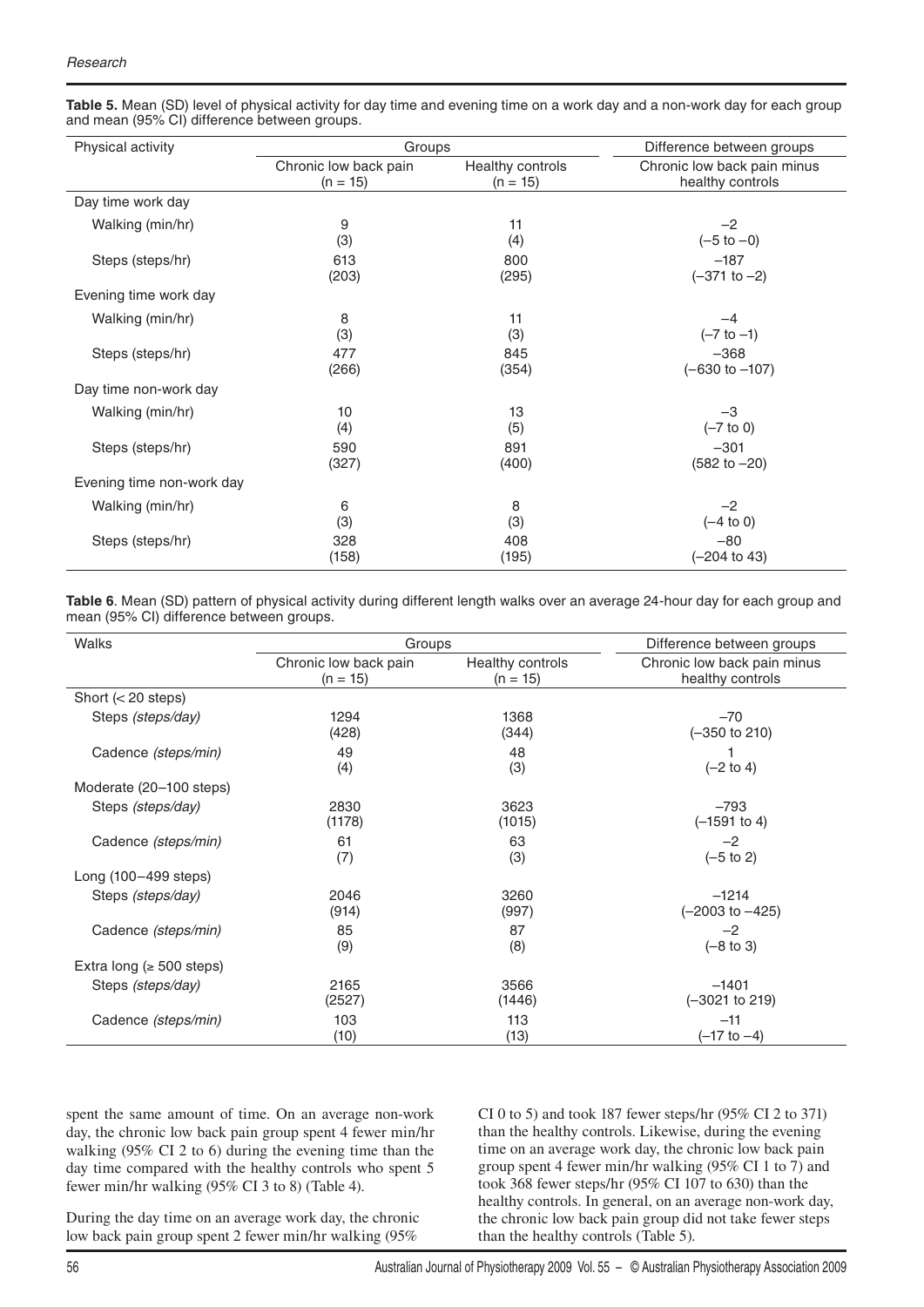**Table 5.** Mean (SD) level of physical activity for day time and evening time on a work day and a non-work day for each group and mean (95% CI) difference between groups.

| Physical activity | Groups | | Difference between groups |
|---|---|---|---|
| | Chronic low back pain (n = 15) | Healthy controls (n = 15) | Chronic low back pain minus healthy controls |
| Day time work day | | | |
| Walking (min/hr) | 9 (3) | 11 (4) | –2 (–5 to –0) |
| Steps (steps/hr) | 613 (203) | 800 (295) | –187 (–371 to –2) |
| Evening time work day | | | |
| Walking (min/hr) | 8 (3) | 11 (3) | –4 (–7 to –1) |
| Steps (steps/hr) | 477 (266) | 845 (354) | –368 (–630 to –107) |
| Day time non-work day | | | |
| Walking (min/hr) | 10 (4) | 13 (5) | –3 (–7 to 0) |
| Steps (steps/hr) | 590 (327) | 891 (400) | –301 (582 to –20) |
| Evening time non-work day | | | |
| Walking (min/hr) | 6 (3) | 8 (3) | –2 (–4 to 0) |
| Steps (steps/hr) | 328 (158) | 408 (195) | –80 (–204 to 43) |

**Table 6**. Mean (SD) pattern of physical activity during different length walks over an average 24-hour day for each group and mean (95% CI) difference between groups.

| Walks | Groups | | Difference between groups |
|---|---|---|---|
| | Chronic low back pain (n = 15) | Healthy controls (n = 15) | Chronic low back pain minus healthy controls |
| Short (< 20 steps) | | | |
| Steps *(steps/day)* | 1294 (428) | 1368 (344) | –70 (–350 to 210) |
| Cadence *(steps/min)* | 49 (4) | 48 (3) | 1 (–2 to 4) |
| Moderate (20–100 steps) | | | |
| Steps *(steps/day)* | 2830 (1178) | 3623 (1015) | –793 (–1591 to 4) |
| Cadence *(steps/min)* | 61 (7) | 63 (3) | –2 (–5 to 2) |
| Long (100–499 steps) | | | |
| Steps *(steps/day)* | 2046 (914) | 3260 (997) | –1214 (–2003 to –425) |
| Cadence *(steps/min)* | 85 (9) | 87 (8) | –2 (–8 to 3) |
| Extra long (≥ 500 steps) | | | |
| Steps *(steps/day)* | 2165 (2527) | 3566 (1446) | –1401 (–3021 to 219) |
| Cadence *(steps/min)* | 103 (10) | 113 (13) | –11 (–17 to –4) |

spent the same amount of time. On an average non-work day, the chronic low back pain group spent 4 fewer min/hr walking (95% CI 2 to 6) during the evening time than the day time compared with the healthy controls who spent 5 fewer min/hr walking (95% CI 3 to 8) (Table 4).

During the day time on an average work day, the chronic low back pain group spent 2 fewer min/hr walking (95% CI 0 to 5) and took 187 fewer steps/hr (95% CI 2 to 371) than the healthy controls. Likewise, during the evening time on an average work day, the chronic low back pain group spent 4 fewer min/hr walking (95% CI 1 to 7) and took 368 fewer steps/hr (95% CI 107 to 630) than the healthy controls. In general, on an average non-work day, the chronic low back pain group did not take fewer steps than the healthy controls (Table 5).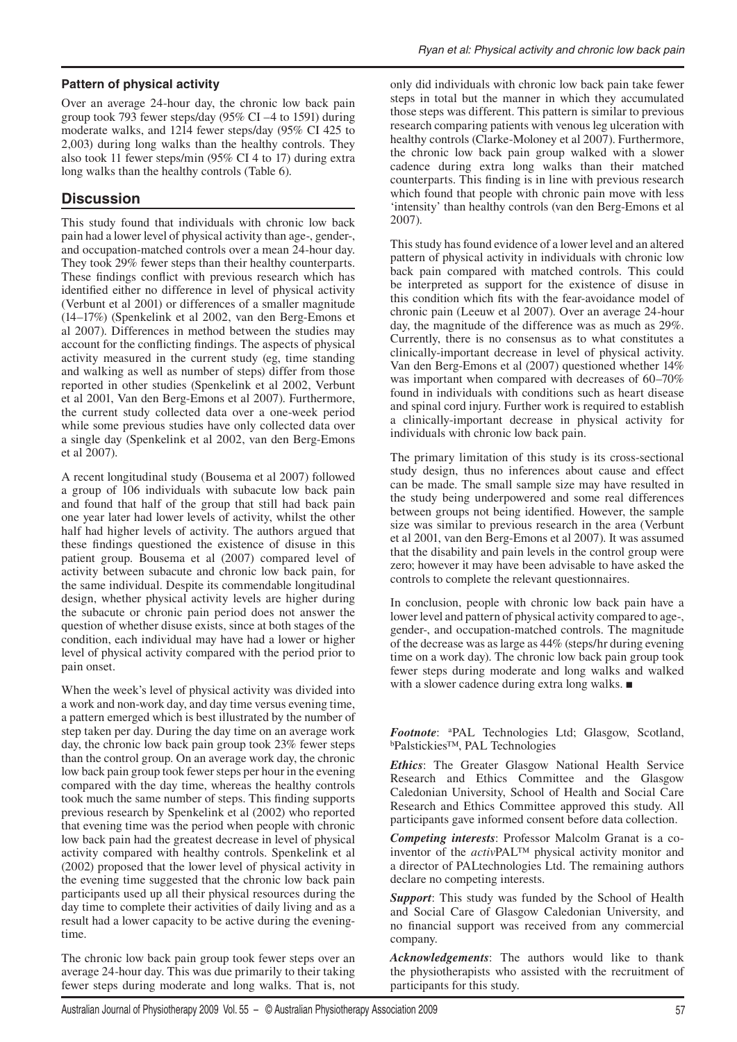### Pattern of physical activity

Over an average 24-hour day, the chronic low back pain group took 793 fewer steps/day (95% CI –4 to 1591) during moderate walks, and 1214 fewer steps/day (95% CI 425 to 2,003) during long walks than the healthy controls. They also took 11 fewer steps/min (95% CI 4 to 17) during extra long walks than the healthy controls (Table 6).

## Discussion

This study found that individuals with chronic low back pain had a lower level of physical activity than age-, gender-, and occupation-matched controls over a mean 24-hour day. They took 29% fewer steps than their healthy counterparts. These findings conflict with previous research which has identified either no difference in level of physical activity (Verbunt et al 2001) or differences of a smaller magnitude (14–17%) (Spenkelink et al 2002, van den Berg-Emons et al 2007). Differences in method between the studies may account for the conflicting findings. The aspects of physical activity measured in the current study (eg, time standing and walking as well as number of steps) differ from those reported in other studies (Spenkelink et al 2002, Verbunt et al 2001, Van den Berg-Emons et al 2007). Furthermore, the current study collected data over a one-week period while some previous studies have only collected data over a single day (Spenkelink et al 2002, van den Berg-Emons et al 2007).

A recent longitudinal study (Bousema et al 2007) followed a group of 106 individuals with subacute low back pain and found that half of the group that still had back pain one year later had lower levels of activity, whilst the other half had higher levels of activity. The authors argued that these findings questioned the existence of disuse in this patient group. Bousema et al (2007) compared level of activity between subacute and chronic low back pain, for the same individual. Despite its commendable longitudinal design, whether physical activity levels are higher during the subacute or chronic pain period does not answer the question of whether disuse exists, since at both stages of the condition, each individual may have had a lower or higher level of physical activity compared with the period prior to pain onset.

When the week's level of physical activity was divided into a work and non-work day, and day time versus evening time, a pattern emerged which is best illustrated by the number of step taken per day. During the day time on an average work day, the chronic low back pain group took 23% fewer steps than the control group. On an average work day, the chronic low back pain group took fewer steps per hour in the evening compared with the day time, whereas the healthy controls took much the same number of steps. This finding supports previous research by Spenkelink et al (2002) who reported that evening time was the period when people with chronic low back pain had the greatest decrease in level of physical activity compared with healthy controls. Spenkelink et al (2002) proposed that the lower level of physical activity in the evening time suggested that the chronic low back pain participants used up all their physical resources during the day time to complete their activities of daily living and as a result had a lower capacity to be active during the evening-time.

The chronic low back pain group took fewer steps over an average 24-hour day. This was due primarily to their taking fewer steps during moderate and long walks. That is, not only did individuals with chronic low back pain take fewer steps in total but the manner in which they accumulated those steps was different. This pattern is similar to previous research comparing patients with venous leg ulceration with healthy controls (Clarke-Moloney et al 2007). Furthermore, the chronic low back pain group walked with a slower cadence during extra long walks than their matched counterparts. This finding is in line with previous research which found that people with chronic pain move with less 'intensity' than healthy controls (van den Berg-Emons et al 2007).

This study has found evidence of a lower level and an altered pattern of physical activity in individuals with chronic low back pain compared with matched controls. This could be interpreted as support for the existence of disuse in this condition which fits with the fear-avoidance model of chronic pain (Leeuw et al 2007). Over an average 24-hour day, the magnitude of the difference was as much as 29%. Currently, there is no consensus as to what constitutes a clinically-important decrease in level of physical activity. Van den Berg-Emons et al (2007) questioned whether 14% was important when compared with decreases of 60–70% found in individuals with conditions such as heart disease and spinal cord injury. Further work is required to establish a clinically-important decrease in physical activity for individuals with chronic low back pain.

The primary limitation of this study is its cross-sectional study design, thus no inferences about cause and effect can be made. The small sample size may have resulted in the study being underpowered and some real differences between groups not being identified. However, the sample size was similar to previous research in the area (Verbunt et al 2001, van den Berg-Emons et al 2007). It was assumed that the disability and pain levels in the control group were zero; however it may have been advisable to have asked the controls to complete the relevant questionnaires.

In conclusion, people with chronic low back pain have a lower level and pattern of physical activity compared to age-, gender-, and occupation-matched controls. The magnitude of the decrease was as large as 44% (steps/hr during evening time on a work day). The chronic low back pain group took fewer steps during moderate and long walks and walked with a slower cadence during extra long walks. ■

***Footnote***: [a]PAL Technologies Ltd; Glasgow, Scotland, [b]Palstickies™, PAL Technologies

***Ethics***: The Greater Glasgow National Health Service Research and Ethics Committee and the Glasgow Caledonian University, School of Health and Social Care Research and Ethics Committee approved this study. All participants gave informed consent before data collection.

***Competing interests***: Professor Malcolm Granat is a co-inventor of the *activ*PAL™ physical activity monitor and a director of PALtechnologies Ltd. The remaining authors declare no competing interests.

***Support***: This study was funded by the School of Health and Social Care of Glasgow Caledonian University, and no financial support was received from any commercial company.

***Acknowledgements***: The authors would like to thank the physiotherapists who assisted with the recruitment of participants for this study.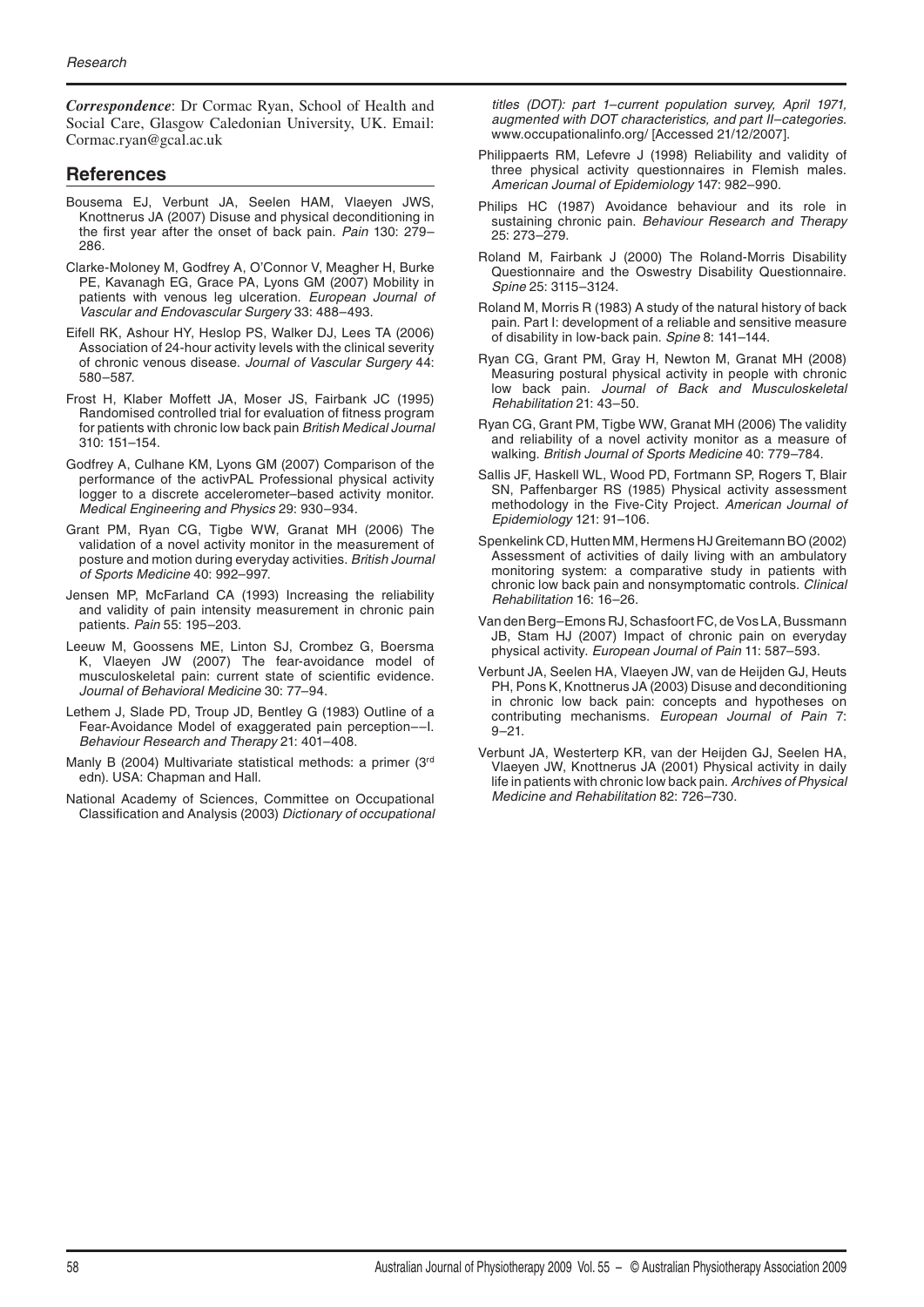*Correspondence*: Dr Cormac Ryan, School of Health and Social Care, Glasgow Caledonian University, UK. Email: Cormac.ryan@gcal.ac.uk

## References

Bousema EJ, Verbunt JA, Seelen HAM, Vlaeyen JWS, Knottnerus JA (2007) Disuse and physical deconditioning in the first year after the onset of back pain. *Pain* 130: 279–286.

Clarke-Moloney M, Godfrey A, O'Connor V, Meagher H, Burke PE, Kavanagh EG, Grace PA, Lyons GM (2007) Mobility in patients with venous leg ulceration. *European Journal of Vascular and Endovascular Surgery* 33: 488–493.

Eifell RK, Ashour HY, Heslop PS, Walker DJ, Lees TA (2006) Association of 24-hour activity levels with the clinical severity of chronic venous disease. *Journal of Vascular Surgery* 44: 580–587.

Frost H, Klaber Moffett JA, Moser JS, Fairbank JC (1995) Randomised controlled trial for evaluation of fitness program for patients with chronic low back pain *British Medical Journal* 310: 151–154.

Godfrey A, Culhane KM, Lyons GM (2007) Comparison of the performance of the activPAL Professional physical activity logger to a discrete accelerometer–based activity monitor. *Medical Engineering and Physics* 29: 930–934.

Grant PM, Ryan CG, Tigbe WW, Granat MH (2006) The validation of a novel activity monitor in the measurement of posture and motion during everyday activities. *British Journal of Sports Medicine* 40: 992–997.

Jensen MP, McFarland CA (1993) Increasing the reliability and validity of pain intensity measurement in chronic pain patients. *Pain* 55: 195–203.

Leeuw M, Goossens ME, Linton SJ, Crombez G, Boersma K, Vlaeyen JW (2007) The fear-avoidance model of musculoskeletal pain: current state of scientific evidence. *Journal of Behavioral Medicine* 30: 77–94.

Lethem J, Slade PD, Troup JD, Bentley G (1983) Outline of a Fear-Avoidance Model of exaggerated pain perception––I. *Behaviour Research and Therapy* 21: 401–408.

Manly B (2004) Multivariate statistical methods: a primer (3rd edn). USA: Chapman and Hall.

National Academy of Sciences, Committee on Occupational Classification and Analysis (2003) *Dictionary of occupational titles (DOT): part 1–current population survey, April 1971, augmented with DOT characteristics, and part II–categories*. www.occupationalinfo.org/ [Accessed 21/12/2007].

Philippaerts RM, Lefevre J (1998) Reliability and validity of three physical activity questionnaires in Flemish males. *American Journal of Epidemiology* 147: 982–990.

Philips HC (1987) Avoidance behaviour and its role in sustaining chronic pain. *Behaviour Research and Therapy* 25: 273–279.

Roland M, Fairbank J (2000) The Roland-Morris Disability Questionnaire and the Oswestry Disability Questionnaire. *Spine* 25: 3115–3124.

Roland M, Morris R (1983) A study of the natural history of back pain. Part I: development of a reliable and sensitive measure of disability in low-back pain. *Spine* 8: 141–144.

Ryan CG, Grant PM, Gray H, Newton M, Granat MH (2008) Measuring postural physical activity in people with chronic low back pain. *Journal of Back and Musculoskeletal Rehabilitation* 21: 43–50.

Ryan CG, Grant PM, Tigbe WW, Granat MH (2006) The validity and reliability of a novel activity monitor as a measure of walking. *British Journal of Sports Medicine* 40: 779–784.

Sallis JF, Haskell WL, Wood PD, Fortmann SP, Rogers T, Blair SN, Paffenbarger RS (1985) Physical activity assessment methodology in the Five-City Project. *American Journal of Epidemiology* 121: 91–106.

Spenkelink CD, Hutten MM, Hermens HJ Greitemann BO (2002) Assessment of activities of daily living with an ambulatory monitoring system: a comparative study in patients with chronic low back pain and nonsymptomatic controls. *Clinical Rehabilitation* 16: 16–26.

Van den Berg–Emons RJ, Schasfoort FC, de Vos LA, Bussmann JB, Stam HJ (2007) Impact of chronic pain on everyday physical activity. *European Journal of Pain* 11: 587–593.

Verbunt JA, Seelen HA, Vlaeyen JW, van de Heijden GJ, Heuts PH, Pons K, Knottnerus JA (2003) Disuse and deconditioning in chronic low back pain: concepts and hypotheses on contributing mechanisms. *European Journal of Pain* 7: 9–21.

Verbunt JA, Westerterp KR, van der Heijden GJ, Seelen HA, Vlaeyen JW, Knottnerus JA (2001) Physical activity in daily life in patients with chronic low back pain. *Archives of Physical Medicine and Rehabilitation* 82: 726–730.